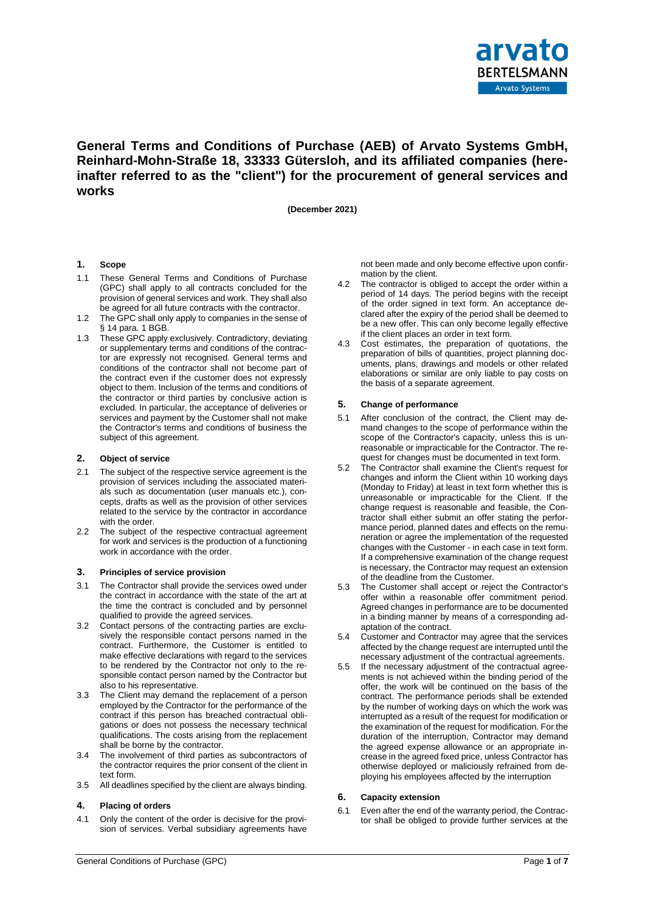# General Terms and Conditions of Purchase (AEB) of Arvato Systems GmbH, Reinhard-Mohn-Straße 18, 33333 Gütersloh, and its affiliated companies (hereinafter referred to as the "client") for the procurement of general services and works

**(December 2021)**

## 1. Scope

1.1 These General Terms and Conditions of Purchase (GPC) shall apply to all contracts concluded for the provision of general services and work. They shall also be agreed for all future contracts with the contractor.

1.2 The GPC shall only apply to companies in the sense of § 14 para. 1 BGB.

1.3 These GPC apply exclusively. Contradictory, deviating or supplementary terms and conditions of the contractor are expressly not recognised. General terms and conditions of the contractor shall not become part of the contract even if the customer does not expressly object to them. Inclusion of the terms and conditions of the contractor or third parties by conclusive action is excluded. In particular, the acceptance of deliveries or services and payment by the Customer shall not make the Contractor's terms and conditions of business the subject of this agreement.

## 2. Object of service

2.1 The subject of the respective service agreement is the provision of services including the associated materials such as documentation (user manuals etc.), concepts, drafts as well as the provision of other services related to the service by the contractor in accordance with the order.

2.2 The subject of the respective contractual agreement for work and services is the production of a functioning work in accordance with the order.

## 3. Principles of service provision

3.1 The Contractor shall provide the services owed under the contract in accordance with the state of the art at the time the contract is concluded and by personnel qualified to provide the agreed services.

3.2 Contact persons of the contracting parties are exclusively the responsible contact persons named in the contract. Furthermore, the Customer is entitled to make effective declarations with regard to the services to be rendered by the Contractor not only to the responsible contact person named by the Contractor but also to his representative.

3.3 The Client may demand the replacement of a person employed by the Contractor for the performance of the contract if this person has breached contractual obligations or does not possess the necessary technical qualifications. The costs arising from the replacement shall be borne by the contractor.

3.4 The involvement of third parties as subcontractors of the contractor requires the prior consent of the client in text form.

3.5 All deadlines specified by the client are always binding.

## 4. Placing of orders

4.1 Only the content of the order is decisive for the provision of services. Verbal subsidiary agreements have not been made and only become effective upon confirmation by the client.

4.2 The contractor is obliged to accept the order within a period of 14 days. The period begins with the receipt of the order signed in text form. An acceptance declared after the expiry of the period shall be deemed to be a new offer. This can only become legally effective if the client places an order in text form.

4.3 Cost estimates, the preparation of quotations, the preparation of bills of quantities, project planning documents, plans, drawings and models or other related elaborations or similar are only liable to pay costs on the basis of a separate agreement.

## 5. Change of performance

5.1 After conclusion of the contract, the Client may demand changes to the scope of performance within the scope of the Contractor's capacity, unless this is unreasonable or impracticable for the Contractor. The request for changes must be documented in text form.

5.2 The Contractor shall examine the Client's request for changes and inform the Client within 10 working days (Monday to Friday) at least in text form whether this is unreasonable or impracticable for the Client. If the change request is reasonable and feasible, the Contractor shall either submit an offer stating the performance period, planned dates and effects on the remuneration or agree the implementation of the requested changes with the Customer - in each case in text form. If a comprehensive examination of the change request is necessary, the Contractor may request an extension of the deadline from the Customer.

5.3 The Customer shall accept or reject the Contractor's offer within a reasonable offer commitment period. Agreed changes in performance are to be documented in a binding manner by means of a corresponding adaptation of the contract.

5.4 Customer and Contractor may agree that the services affected by the change request are interrupted until the necessary adjustment of the contractual agreements.

5.5 If the necessary adjustment of the contractual agreements is not achieved within the binding period of the offer, the work will be continued on the basis of the contract. The performance periods shall be extended by the number of working days on which the work was interrupted as a result of the request for modification or the examination of the request for modification. For the duration of the interruption, Contractor may demand the agreed expense allowance or an appropriate increase in the agreed fixed price, unless Contractor has otherwise deployed or maliciously refrained from deploying his employees affected by the interruption

## 6. Capacity extension

6.1 Even after the end of the warranty period, the Contractor shall be obliged to provide further services at the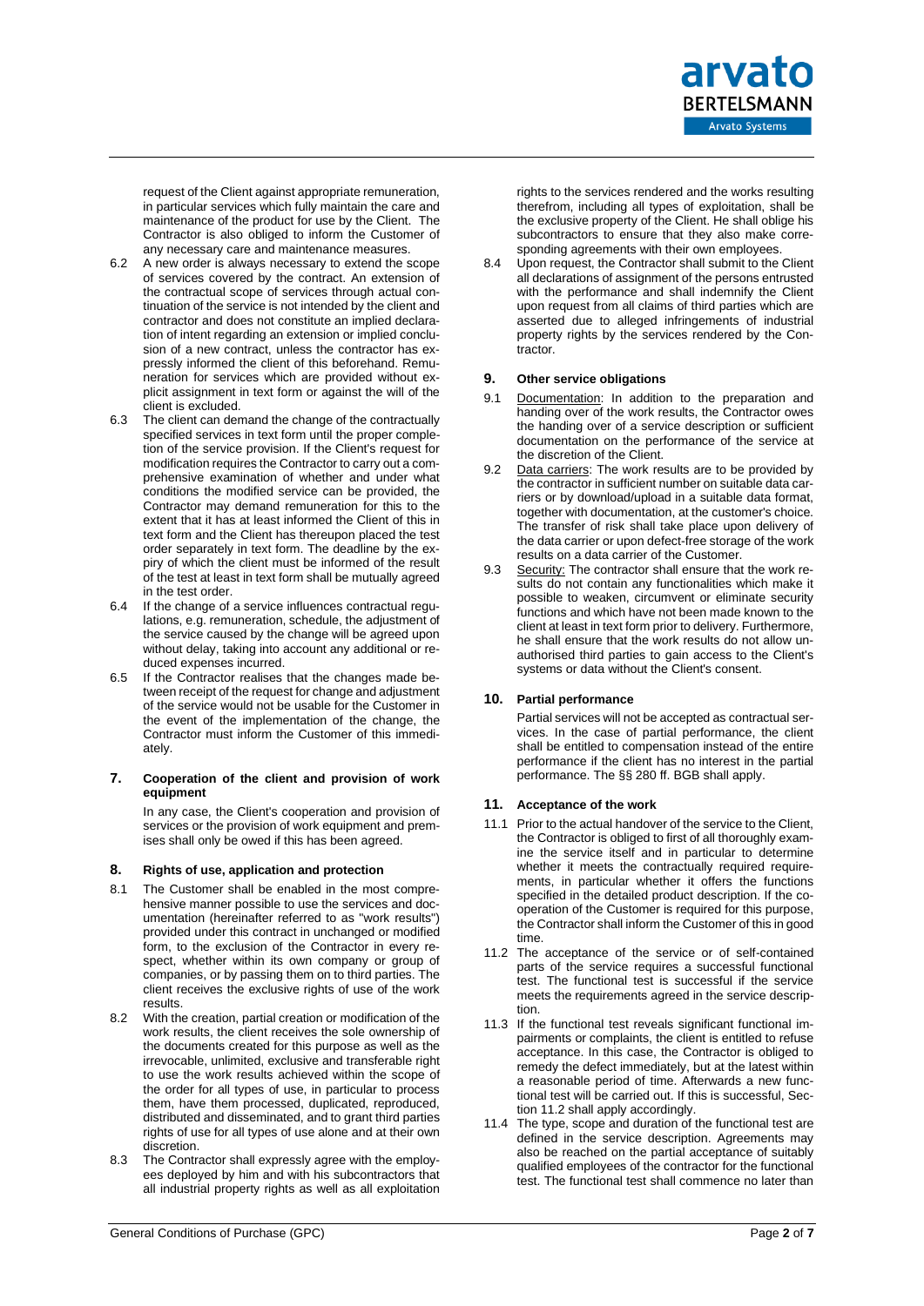request of the Client against appropriate remuneration, in particular services which fully maintain the care and maintenance of the product for use by the Client. The Contractor is also obliged to inform the Customer of any necessary care and maintenance measures.

6.2 A new order is always necessary to extend the scope of services covered by the contract. An extension of the contractual scope of services through actual continuation of the service is not intended by the client and contractor and does not constitute an implied declaration of intent regarding an extension or implied conclusion of a new contract, unless the contractor has expressly informed the client of this beforehand. Remuneration for services which are provided without explicit assignment in text form or against the will of the client is excluded.

6.3 The client can demand the change of the contractually specified services in text form until the proper completion of the service provision. If the Client's request for modification requires the Contractor to carry out a comprehensive examination of whether and under what conditions the modified service can be provided, the Contractor may demand remuneration for this to the extent that it has at least informed the Client of this in text form and the Client has thereupon placed the test order separately in text form. The deadline by the expiry of which the client must be informed of the result of the test at least in text form shall be mutually agreed in the test order.

6.4 If the change of a service influences contractual regulations, e.g. remuneration, schedule, the adjustment of the service caused by the change will be agreed upon without delay, taking into account any additional or reduced expenses incurred.

6.5 If the Contractor realises that the changes made between receipt of the request for change and adjustment of the service would not be usable for the Customer in the event of the implementation of the change, the Contractor must inform the Customer of this immediately.

## 7. Cooperation of the client and provision of work equipment

In any case, the Client's cooperation and provision of services or the provision of work equipment and premises shall only be owed if this has been agreed.

## 8. Rights of use, application and protection

8.1 The Customer shall be enabled in the most comprehensive manner possible to use the services and documentation (hereinafter referred to as "work results") provided under this contract in unchanged or modified form, to the exclusion of the Contractor in every respect, whether within its own company or group of companies, or by passing them on to third parties. The client receives the exclusive rights of use of the work results.

8.2 With the creation, partial creation or modification of the work results, the client receives the sole ownership of the documents created for this purpose as well as the irrevocable, unlimited, exclusive and transferable right to use the work results achieved within the scope of the order for all types of use, in particular to process them, have them processed, duplicated, reproduced, distributed and disseminated, and to grant third parties rights of use for all types of use alone and at their own discretion.

8.3 The Contractor shall expressly agree with the employees deployed by him and with his subcontractors that all industrial property rights as well as all exploitation rights to the services rendered and the works resulting therefrom, including all types of exploitation, shall be the exclusive property of the Client. He shall oblige his subcontractors to ensure that they also make corresponding agreements with their own employees.

8.4 Upon request, the Contractor shall submit to the Client all declarations of assignment of the persons entrusted with the performance and shall indemnify the Client upon request from all claims of third parties which are asserted due to alleged infringements of industrial property rights by the services rendered by the Contractor.

## 9. Other service obligations

9.1 Documentation: In addition to the preparation and handing over of the work results, the Contractor owes the handing over of a service description or sufficient documentation on the performance of the service at the discretion of the Client.

9.2 Data carriers: The work results are to be provided by the contractor in sufficient number on suitable data carriers or by download/upload in a suitable data format, together with documentation, at the customer's choice. The transfer of risk shall take place upon delivery of the data carrier or upon defect-free storage of the work results on a data carrier of the Customer.

9.3 Security: The contractor shall ensure that the work results do not contain any functionalities which make it possible to weaken, circumvent or eliminate security functions and which have not been made known to the client at least in text form prior to delivery. Furthermore, he shall ensure that the work results do not allow unauthorised third parties to gain access to the Client's systems or data without the Client's consent.

## 10. Partial performance

Partial services will not be accepted as contractual services. In the case of partial performance, the client shall be entitled to compensation instead of the entire performance if the client has no interest in the partial performance. The §§ 280 ff. BGB shall apply.

## 11. Acceptance of the work

11.1 Prior to the actual handover of the service to the Client, the Contractor is obliged to first of all thoroughly examine the service itself and in particular to determine whether it meets the contractually required requirements, in particular whether it offers the functions specified in the detailed product description. If the cooperation of the Customer is required for this purpose, the Contractor shall inform the Customer of this in good time.

11.2 The acceptance of the service or of self-contained parts of the service requires a successful functional test. The functional test is successful if the service meets the requirements agreed in the service description.

11.3 If the functional test reveals significant functional impairments or complaints, the client is entitled to refuse acceptance. In this case, the Contractor is obliged to remedy the defect immediately, but at the latest within a reasonable period of time. Afterwards a new functional test will be carried out. If this is successful, Section 11.2 shall apply accordingly.

11.4 The type, scope and duration of the functional test are defined in the service description. Agreements may also be reached on the partial acceptance of suitably qualified employees of the contractor for the functional test. The functional test shall commence no later than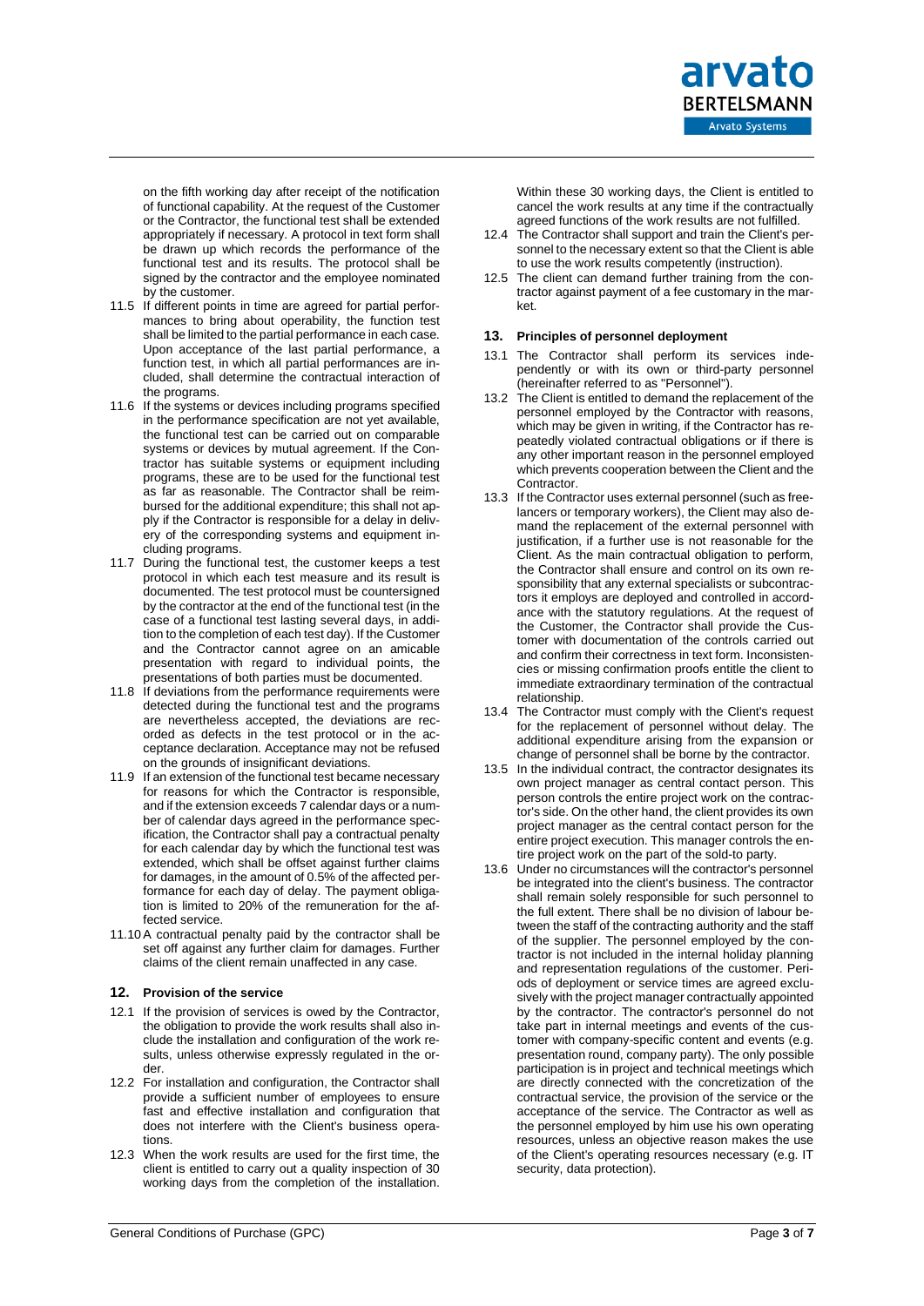on the fifth working day after receipt of the notification of functional capability. At the request of the Customer or the Contractor, the functional test shall be extended appropriately if necessary. A protocol in text form shall be drawn up which records the performance of the functional test and its results. The protocol shall be signed by the contractor and the employee nominated by the customer.

11.5 If different points in time are agreed for partial performances to bring about operability, the function test shall be limited to the partial performance in each case. Upon acceptance of the last partial performance, a function test, in which all partial performances are included, shall determine the contractual interaction of the programs.

11.6 If the systems or devices including programs specified in the performance specification are not yet available, the functional test can be carried out on comparable systems or devices by mutual agreement. If the Contractor has suitable systems or equipment including programs, these are to be used for the functional test as far as reasonable. The Contractor shall be reimbursed for the additional expenditure; this shall not apply if the Contractor is responsible for a delay in delivery of the corresponding systems and equipment including programs.

11.7 During the functional test, the customer keeps a test protocol in which each test measure and its result is documented. The test protocol must be countersigned by the contractor at the end of the functional test (in the case of a functional test lasting several days, in addition to the completion of each test day). If the Customer and the Contractor cannot agree on an amicable presentation with regard to individual points, the presentations of both parties must be documented.

11.8 If deviations from the performance requirements were detected during the functional test and the programs are nevertheless accepted, the deviations are recorded as defects in the test protocol or in the acceptance declaration. Acceptance may not be refused on the grounds of insignificant deviations.

11.9 If an extension of the functional test became necessary for reasons for which the Contractor is responsible, and if the extension exceeds 7 calendar days or a number of calendar days agreed in the performance specification, the Contractor shall pay a contractual penalty for each calendar day by which the functional test was extended, which shall be offset against further claims for damages, in the amount of 0.5% of the affected performance for each day of delay. The payment obligation is limited to 20% of the remuneration for the affected service.

11.10 A contractual penalty paid by the contractor shall be set off against any further claim for damages. Further claims of the client remain unaffected in any case.

## 12. Provision of the service

12.1 If the provision of services is owed by the Contractor, the obligation to provide the work results shall also include the installation and configuration of the work results, unless otherwise expressly regulated in the order.

12.2 For installation and configuration, the Contractor shall provide a sufficient number of employees to ensure fast and effective installation and configuration that does not interfere with the Client's business operations.

12.3 When the work results are used for the first time, the client is entitled to carry out a quality inspection of 30 working days from the completion of the installation. Within these 30 working days, the Client is entitled to cancel the work results at any time if the contractually agreed functions of the work results are not fulfilled.

12.4 The Contractor shall support and train the Client's personnel to the necessary extent so that the Client is able to use the work results competently (instruction).

12.5 The client can demand further training from the contractor against payment of a fee customary in the market.

## 13. Principles of personnel deployment

13.1 The Contractor shall perform its services independently or with its own or third-party personnel (hereinafter referred to as "Personnel").

13.2 The Client is entitled to demand the replacement of the personnel employed by the Contractor with reasons, which may be given in writing, if the Contractor has repeatedly violated contractual obligations or if there is any other important reason in the personnel employed which prevents cooperation between the Client and the Contractor.

13.3 If the Contractor uses external personnel (such as freelancers or temporary workers), the Client may also demand the replacement of the external personnel with justification, if a further use is not reasonable for the Client. As the main contractual obligation to perform, the Contractor shall ensure and control on its own responsibility that any external specialists or subcontractors it employs are deployed and controlled in accordance with the statutory regulations. At the request of the Customer, the Contractor shall provide the Customer with documentation of the controls carried out and confirm their correctness in text form. Inconsistencies or missing confirmation proofs entitle the client to immediate extraordinary termination of the contractual relationship.

13.4 The Contractor must comply with the Client's request for the replacement of personnel without delay. The additional expenditure arising from the expansion or change of personnel shall be borne by the contractor.

13.5 In the individual contract, the contractor designates its own project manager as central contact person. This person controls the entire project work on the contractor's side. On the other hand, the client provides its own project manager as the central contact person for the entire project execution. This manager controls the entire project work on the part of the sold-to party.

13.6 Under no circumstances will the contractor's personnel be integrated into the client's business. The contractor shall remain solely responsible for such personnel to the full extent. There shall be no division of labour between the staff of the contracting authority and the staff of the supplier. The personnel employed by the contractor is not included in the internal holiday planning and representation regulations of the customer. Periods of deployment or service times are agreed exclusively with the project manager contractually appointed by the contractor. The contractor's personnel do not take part in internal meetings and events of the customer with company-specific content and events (e.g. presentation round, company party). The only possible participation is in project and technical meetings which are directly connected with the concretization of the contractual service, the provision of the service or the acceptance of the service. The Contractor as well as the personnel employed by him use his own operating resources, unless an objective reason makes the use of the Client's operating resources necessary (e.g. IT security, data protection).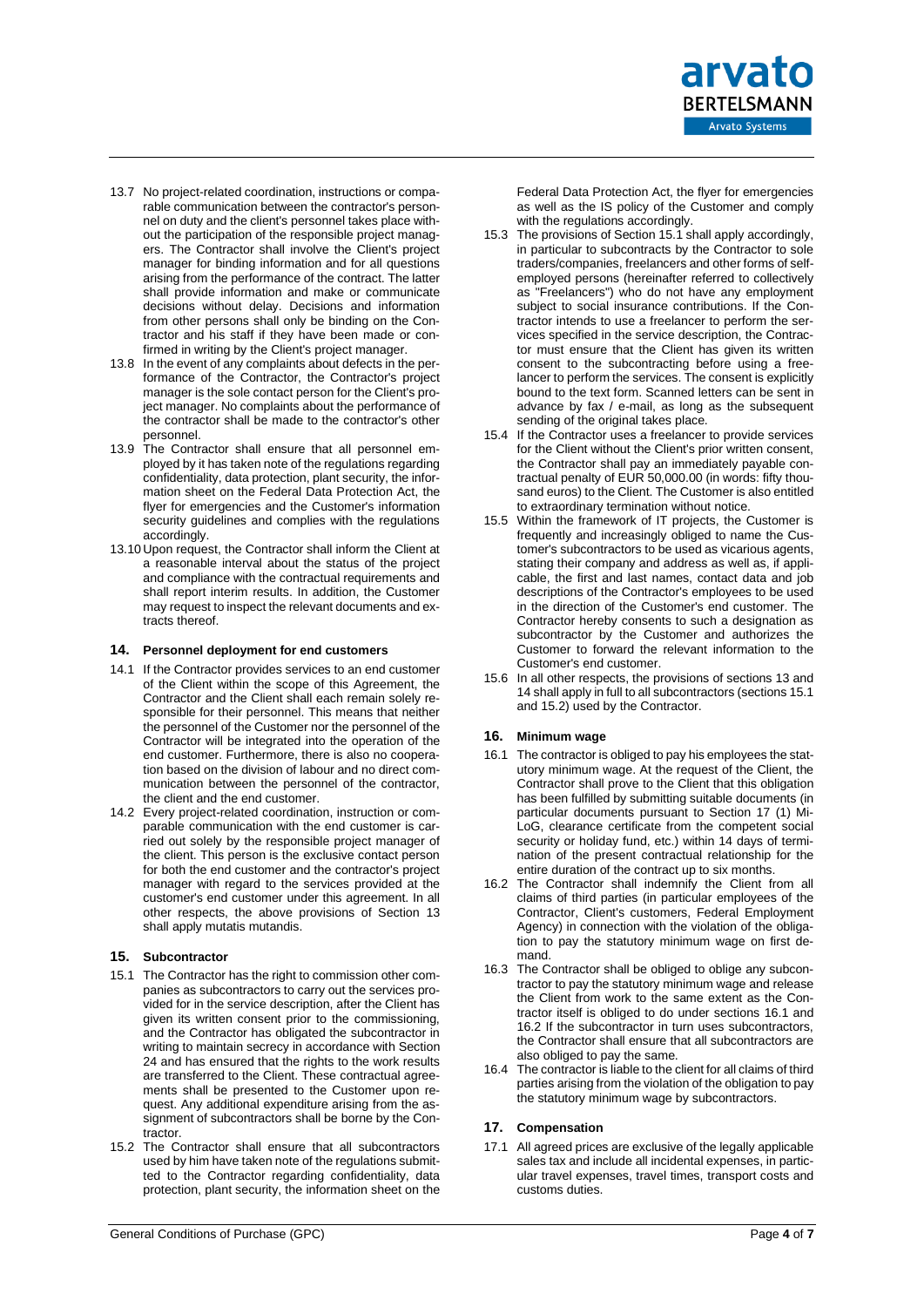13.7 No project-related coordination, instructions or comparable communication between the contractor's personnel on duty and the client's personnel takes place without the participation of the responsible project managers. The Contractor shall involve the Client's project manager for binding information and for all questions arising from the performance of the contract. The latter shall provide information and make or communicate decisions without delay. Decisions and information from other persons shall only be binding on the Contractor and his staff if they have been made or confirmed in writing by the Client's project manager.

13.8 In the event of any complaints about defects in the performance of the Contractor, the Contractor's project manager is the sole contact person for the Client's project manager. No complaints about the performance of the contractor shall be made to the contractor's other personnel.

13.9 The Contractor shall ensure that all personnel employed by it has taken note of the regulations regarding confidentiality, data protection, plant security, the information sheet on the Federal Data Protection Act, the flyer for emergencies and the Customer's information security guidelines and complies with the regulations accordingly.

13.10 Upon request, the Contractor shall inform the Client at a reasonable interval about the status of the project and compliance with the contractual requirements and shall report interim results. In addition, the Customer may request to inspect the relevant documents and extracts thereof.

## 14. Personnel deployment for end customers

14.1 If the Contractor provides services to an end customer of the Client within the scope of this Agreement, the Contractor and the Client shall each remain solely responsible for their personnel. This means that neither the personnel of the Customer nor the personnel of the Contractor will be integrated into the operation of the end customer. Furthermore, there is also no cooperation based on the division of labour and no direct communication between the personnel of the contractor, the client and the end customer.

14.2 Every project-related coordination, instruction or comparable communication with the end customer is carried out solely by the responsible project manager of the client. This person is the exclusive contact person for both the end customer and the contractor's project manager with regard to the services provided at the customer's end customer under this agreement. In all other respects, the above provisions of Section 13 shall apply mutatis mutandis.

## 15. Subcontractor

15.1 The Contractor has the right to commission other companies as subcontractors to carry out the services provided for in the service description, after the Client has given its written consent prior to the commissioning, and the Contractor has obligated the subcontractor in writing to maintain secrecy in accordance with Section 24 and has ensured that the rights to the work results are transferred to the Client. These contractual agreements shall be presented to the Customer upon request. Any additional expenditure arising from the assignment of subcontractors shall be borne by the Contractor.

15.2 The Contractor shall ensure that all subcontractors used by him have taken note of the regulations submitted to the Contractor regarding confidentiality, data protection, plant security, the information sheet on the Federal Data Protection Act, the flyer for emergencies as well as the IS policy of the Customer and comply with the regulations accordingly.

15.3 The provisions of Section 15.1 shall apply accordingly, in particular to subcontracts by the Contractor to sole traders/companies, freelancers and other forms of self-employed persons (hereinafter referred to collectively as "Freelancers") who do not have any employment subject to social insurance contributions. If the Contractor intends to use a freelancer to perform the services specified in the service description, the Contractor must ensure that the Client has given its written consent to the subcontracting before using a freelancer to perform the services. The consent is explicitly bound to the text form. Scanned letters can be sent in advance by fax / e-mail, as long as the subsequent sending of the original takes place.

15.4 If the Contractor uses a freelancer to provide services for the Client without the Client's prior written consent, the Contractor shall pay an immediately payable contractual penalty of EUR 50,000.00 (in words: fifty thousand euros) to the Client. The Customer is also entitled to extraordinary termination without notice.

15.5 Within the framework of IT projects, the Customer is frequently and increasingly obliged to name the Customer's subcontractors to be used as vicarious agents, stating their company and address as well as, if applicable, the first and last names, contact data and job descriptions of the Contractor's employees to be used in the direction of the Customer's end customer. The Contractor hereby consents to such a designation as subcontractor by the Customer and authorizes the Customer to forward the relevant information to the Customer's end customer.

15.6 In all other respects, the provisions of sections 13 and 14 shall apply in full to all subcontractors (sections 15.1 and 15.2) used by the Contractor.

## 16. Minimum wage

16.1 The contractor is obliged to pay his employees the statutory minimum wage. At the request of the Client, the Contractor shall prove to the Client that this obligation has been fulfilled by submitting suitable documents (in particular documents pursuant to Section 17 (1) MiLoG, clearance certificate from the competent social security or holiday fund, etc.) within 14 days of termination of the present contractual relationship for the entire duration of the contract up to six months.

16.2 The Contractor shall indemnify the Client from all claims of third parties (in particular employees of the Contractor, Client's customers, Federal Employment Agency) in connection with the violation of the obligation to pay the statutory minimum wage on first demand.

16.3 The Contractor shall be obliged to oblige any subcontractor to pay the statutory minimum wage and release the Client from work to the same extent as the Contractor itself is obliged to do under sections 16.1 and 16.2 If the subcontractor in turn uses subcontractors, the Contractor shall ensure that all subcontractors are also obliged to pay the same.

16.4 The contractor is liable to the client for all claims of third parties arising from the violation of the obligation to pay the statutory minimum wage by subcontractors.

## 17. Compensation

17.1 All agreed prices are exclusive of the legally applicable sales tax and include all incidental expenses, in particular travel expenses, travel times, transport costs and customs duties.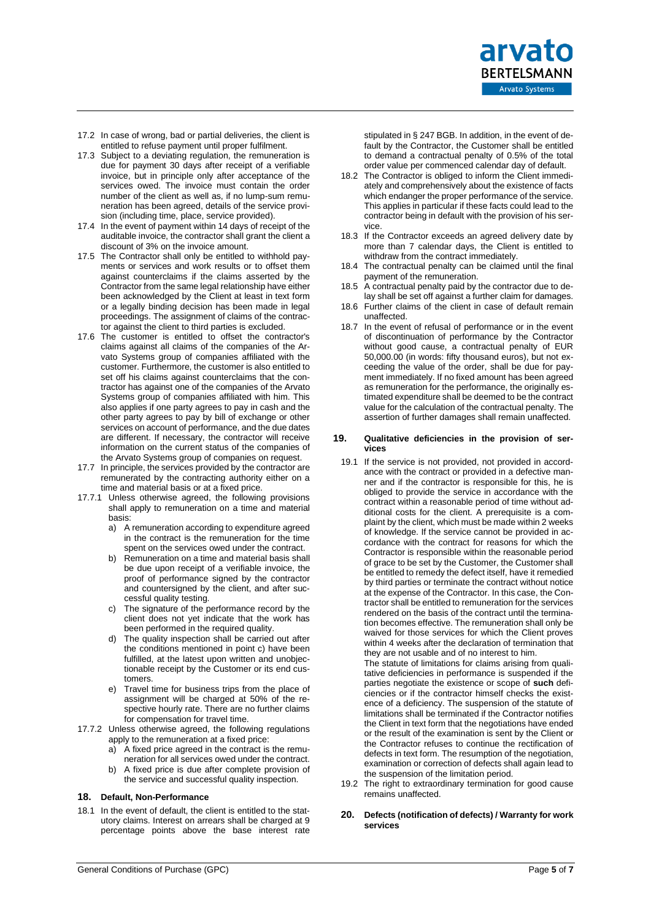17.2 In case of wrong, bad or partial deliveries, the client is entitled to refuse payment until proper fulfilment.

17.3 Subject to a deviating regulation, the remuneration is due for payment 30 days after receipt of a verifiable invoice, but in principle only after acceptance of the services owed. The invoice must contain the order number of the client as well as, if no lump-sum remuneration has been agreed, details of the service provision (including time, place, service provided).

17.4 In the event of payment within 14 days of receipt of the auditable invoice, the contractor shall grant the client a discount of 3% on the invoice amount.

17.5 The Contractor shall only be entitled to withhold payments or services and work results or to offset them against counterclaims if the claims asserted by the Contractor from the same legal relationship have either been acknowledged by the Client at least in text form or a legally binding decision has been made in legal proceedings. The assignment of claims of the contractor against the client to third parties is excluded.

17.6 The customer is entitled to offset the contractor's claims against all claims of the companies of the Arvato Systems group of companies affiliated with the customer. Furthermore, the customer is also entitled to set off his claims against counterclaims that the contractor has against one of the companies of the Arvato Systems group of companies affiliated with him. This also applies if one party agrees to pay in cash and the other party agrees to pay by bill of exchange or other services on account of performance, and the due dates are different. If necessary, the contractor will receive information on the current status of the companies of the Arvato Systems group of companies on request.

17.7 In principle, the services provided by the contractor are remunerated by the contracting authority either on a time and material basis or at a fixed price.

17.7.1 Unless otherwise agreed, the following provisions shall apply to remuneration on a time and material basis:

a) A remuneration according to expenditure agreed in the contract is the remuneration for the time spent on the services owed under the contract.
b) Remuneration on a time and material basis shall be due upon receipt of a verifiable invoice, the proof of performance signed by the contractor and countersigned by the client, and after successful quality testing.
c) The signature of the performance record by the client does not yet indicate that the work has been performed in the required quality.
d) The quality inspection shall be carried out after the conditions mentioned in point c) have been fulfilled, at the latest upon written and unobjectionable receipt by the Customer or its end customers.
e) Travel time for business trips from the place of assignment will be charged at 50% of the respective hourly rate. There are no further claims for compensation for travel time.

17.7.2 Unless otherwise agreed, the following regulations apply to the remuneration at a fixed price:

a) A fixed price agreed in the contract is the remuneration for all services owed under the contract.
b) A fixed price is due after complete provision of the service and successful quality inspection.

## 18. Default, Non-Performance

18.1 In the event of default, the client is entitled to the statutory claims. Interest on arrears shall be charged at 9 percentage points above the base interest rate stipulated in § 247 BGB. In addition, in the event of default by the Contractor, the Customer shall be entitled to demand a contractual penalty of 0.5% of the total order value per commenced calendar day of default.

18.2 The Contractor is obliged to inform the Client immediately and comprehensively about the existence of facts which endanger the proper performance of the service. This applies in particular if these facts could lead to the contractor being in default with the provision of his service.

18.3 If the Contractor exceeds an agreed delivery date by more than 7 calendar days, the Client is entitled to withdraw from the contract immediately.

18.4 The contractual penalty can be claimed until the final payment of the remuneration.

18.5 A contractual penalty paid by the contractor due to delay shall be set off against a further claim for damages.

18.6 Further claims of the client in case of default remain unaffected.

18.7 In the event of refusal of performance or in the event of discontinuation of performance by the Contractor without good cause, a contractual penalty of EUR 50,000.00 (in words: fifty thousand euros), but not exceeding the value of the order, shall be due for payment immediately. If no fixed amount has been agreed as remuneration for the performance, the originally estimated expenditure shall be deemed to be the contract value for the calculation of the contractual penalty. The assertion of further damages shall remain unaffected.

## 19. Qualitative deficiencies in the provision of services

19.1 If the service is not provided, not provided in accordance with the contract or provided in a defective manner and if the contractor is responsible for this, he is obliged to provide the service in accordance with the contract within a reasonable period of time without additional costs for the client. A prerequisite is a complaint by the client, which must be made within 2 weeks of knowledge. If the service cannot be provided in accordance with the contract for reasons for which the Contractor is responsible within the reasonable period of grace to be set by the Customer, the Customer shall be entitled to remedy the defect itself, have it remedied by third parties or terminate the contract without notice at the expense of the Contractor. In this case, the Contractor shall be entitled to remuneration for the services rendered on the basis of the contract until the termination becomes effective. The remuneration shall only be waived for those services for which the Client proves within 4 weeks after the declaration of termination that they are not usable and of no interest to him.

The statute of limitations for claims arising from qualitative deficiencies in performance is suspended if the parties negotiate the existence or scope of **such** deficiencies or if the contractor himself checks the existence of a deficiency. The suspension of the statute of limitations shall be terminated if the Contractor notifies the Client in text form that the negotiations have ended or the result of the examination is sent by the Client or the Contractor refuses to continue the rectification of defects in text form. The resumption of the negotiation, examination or correction of defects shall again lead to the suspension of the limitation period.

19.2 The right to extraordinary termination for good cause remains unaffected.

## 20. Defects (notification of defects) / Warranty for work services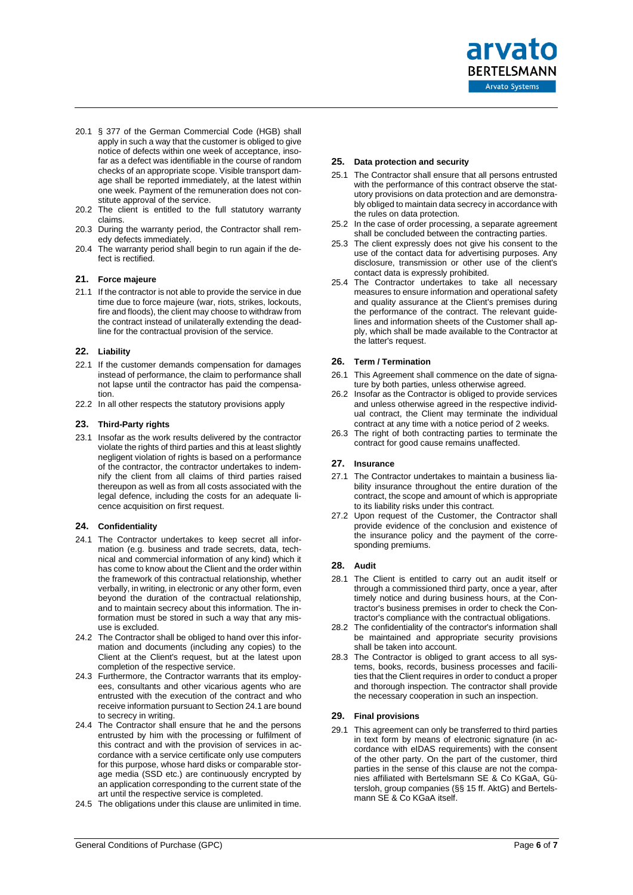20.1 § 377 of the German Commercial Code (HGB) shall apply in such a way that the customer is obliged to give notice of defects within one week of acceptance, insofar as a defect was identifiable in the course of random checks of an appropriate scope. Visible transport damage shall be reported immediately, at the latest within one week. Payment of the remuneration does not constitute approval of the service.

20.2 The client is entitled to the full statutory warranty claims.

20.3 During the warranty period, the Contractor shall remedy defects immediately.

20.4 The warranty period shall begin to run again if the defect is rectified.

## 21. Force majeure

21.1 If the contractor is not able to provide the service in due time due to force majeure (war, riots, strikes, lockouts, fire and floods), the client may choose to withdraw from the contract instead of unilaterally extending the deadline for the contractual provision of the service.

## 22. Liability

22.1 If the customer demands compensation for damages instead of performance, the claim to performance shall not lapse until the contractor has paid the compensation.

22.2 In all other respects the statutory provisions apply

## 23. Third-Party rights

23.1 Insofar as the work results delivered by the contractor violate the rights of third parties and this at least slightly negligent violation of rights is based on a performance of the contractor, the contractor undertakes to indemnify the client from all claims of third parties raised thereupon as well as from all costs associated with the legal defence, including the costs for an adequate licence acquisition on first request.

## 24. Confidentiality

24.1 The Contractor undertakes to keep secret all information (e.g. business and trade secrets, data, technical and commercial information of any kind) which it has come to know about the Client and the order within the framework of this contractual relationship, whether verbally, in writing, in electronic or any other form, even beyond the duration of the contractual relationship, and to maintain secrecy about this information. The information must be stored in such a way that any misuse is excluded.

24.2 The Contractor shall be obliged to hand over this information and documents (including any copies) to the Client at the Client's request, but at the latest upon completion of the respective service.

24.3 Furthermore, the Contractor warrants that its employees, consultants and other vicarious agents who are entrusted with the execution of the contract and who receive information pursuant to Section 24.1 are bound to secrecy in writing.

24.4 The Contractor shall ensure that he and the persons entrusted by him with the processing or fulfilment of this contract and with the provision of services in accordance with a service certificate only use computers for this purpose, whose hard disks or comparable storage media (SSD etc.) are continuously encrypted by an application corresponding to the current state of the art until the respective service is completed.

24.5 The obligations under this clause are unlimited in time.

## 25. Data protection and security

25.1 The Contractor shall ensure that all persons entrusted with the performance of this contract observe the statutory provisions on data protection and are demonstrably obliged to maintain data secrecy in accordance with the rules on data protection.

25.2 In the case of order processing, a separate agreement shall be concluded between the contracting parties.

25.3 The client expressly does not give his consent to the use of the contact data for advertising purposes. Any disclosure, transmission or other use of the client's contact data is expressly prohibited.

25.4 The Contractor undertakes to take all necessary measures to ensure information and operational safety and quality assurance at the Client's premises during the performance of the contract. The relevant guidelines and information sheets of the Customer shall apply, which shall be made available to the Contractor at the latter's request.

## 26. Term / Termination

26.1 This Agreement shall commence on the date of signature by both parties, unless otherwise agreed.

26.2 Insofar as the Contractor is obliged to provide services and unless otherwise agreed in the respective individual contract, the Client may terminate the individual contract at any time with a notice period of 2 weeks.

26.3 The right of both contracting parties to terminate the contract for good cause remains unaffected.

## 27. Insurance

27.1 The Contractor undertakes to maintain a business liability insurance throughout the entire duration of the contract, the scope and amount of which is appropriate to its liability risks under this contract.

27.2 Upon request of the Customer, the Contractor shall provide evidence of the conclusion and existence of the insurance policy and the payment of the corresponding premiums.

## 28. Audit

28.1 The Client is entitled to carry out an audit itself or through a commissioned third party, once a year, after timely notice and during business hours, at the Contractor's business premises in order to check the Contractor's compliance with the contractual obligations.

28.2 The confidentiality of the contractor's information shall be maintained and appropriate security provisions shall be taken into account.

28.3 The Contractor is obliged to grant access to all systems, books, records, business processes and facilities that the Client requires in order to conduct a proper and thorough inspection. The contractor shall provide the necessary cooperation in such an inspection.

## 29. Final provisions

29.1 This agreement can only be transferred to third parties in text form by means of electronic signature (in accordance with eIDAS requirements) with the consent of the other party. On the part of the customer, third parties in the sense of this clause are not the companies affiliated with Bertelsmann SE & Co KGaA, Gütersloh, group companies (§§ 15 ff. AktG) and Bertelsmann SE & Co KGaA itself.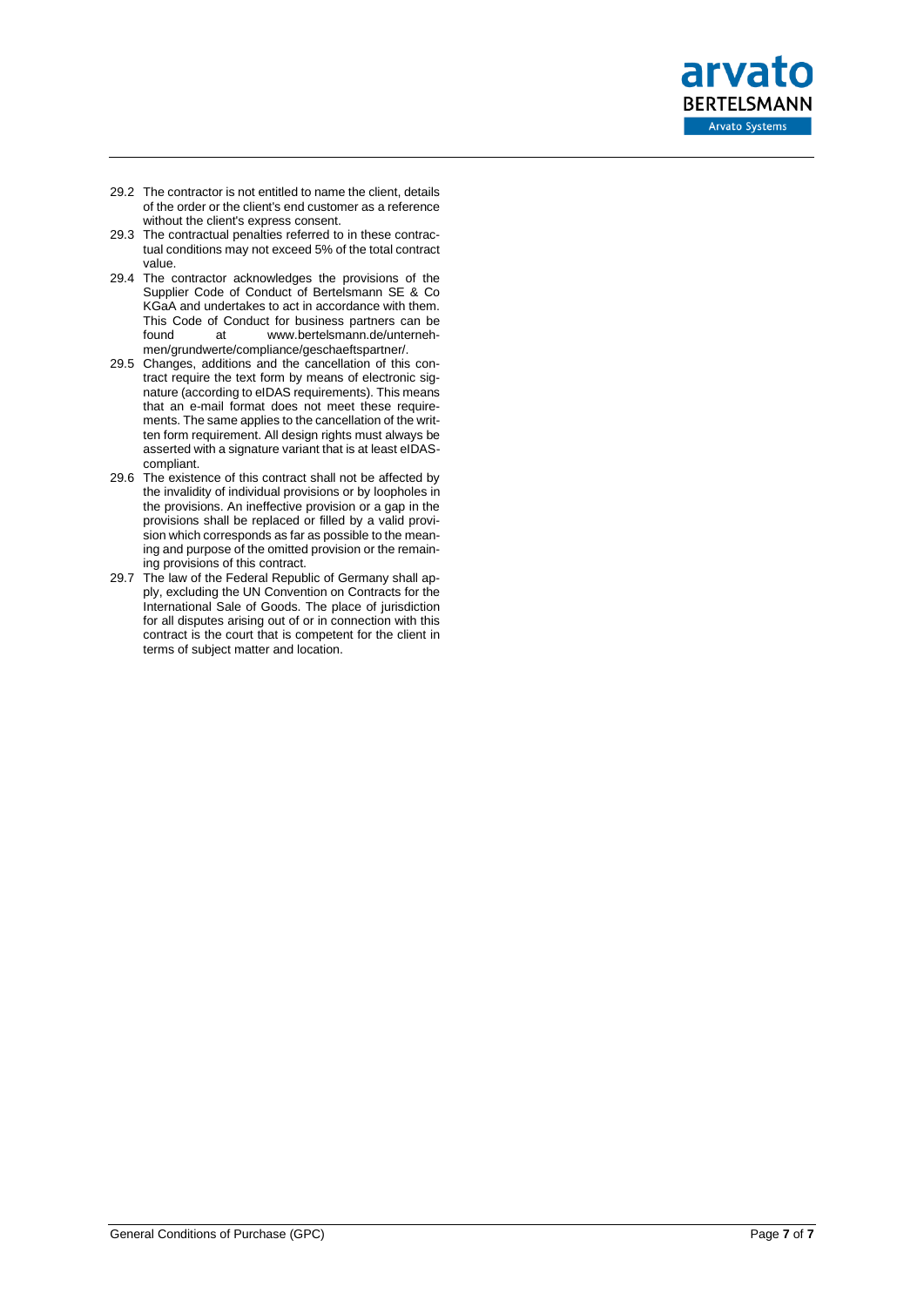29.2 The contractor is not entitled to name the client, details of the order or the client's end customer as a reference without the client's express consent.

29.3 The contractual penalties referred to in these contractual conditions may not exceed 5% of the total contract value.

29.4 The contractor acknowledges the provisions of the Supplier Code of Conduct of Bertelsmann SE & Co KGaA and undertakes to act in accordance with them. This Code of Conduct for business partners can be found at www.bertelsmann.de/unternehmen/grundwerte/compliance/geschaeftspartner/.

29.5 Changes, additions and the cancellation of this contract require the text form by means of electronic signature (according to eIDAS requirements). This means that an e-mail format does not meet these requirements. The same applies to the cancellation of the written form requirement. All design rights must always be asserted with a signature variant that is at least eIDAS-compliant.

29.6 The existence of this contract shall not be affected by the invalidity of individual provisions or by loopholes in the provisions. An ineffective provision or a gap in the provisions shall be replaced or filled by a valid provision which corresponds as far as possible to the meaning and purpose of the omitted provision or the remaining provisions of this contract.

29.7 The law of the Federal Republic of Germany shall apply, excluding the UN Convention on Contracts for the International Sale of Goods. The place of jurisdiction for all disputes arising out of or in connection with this contract is the court that is competent for the client in terms of subject matter and location.